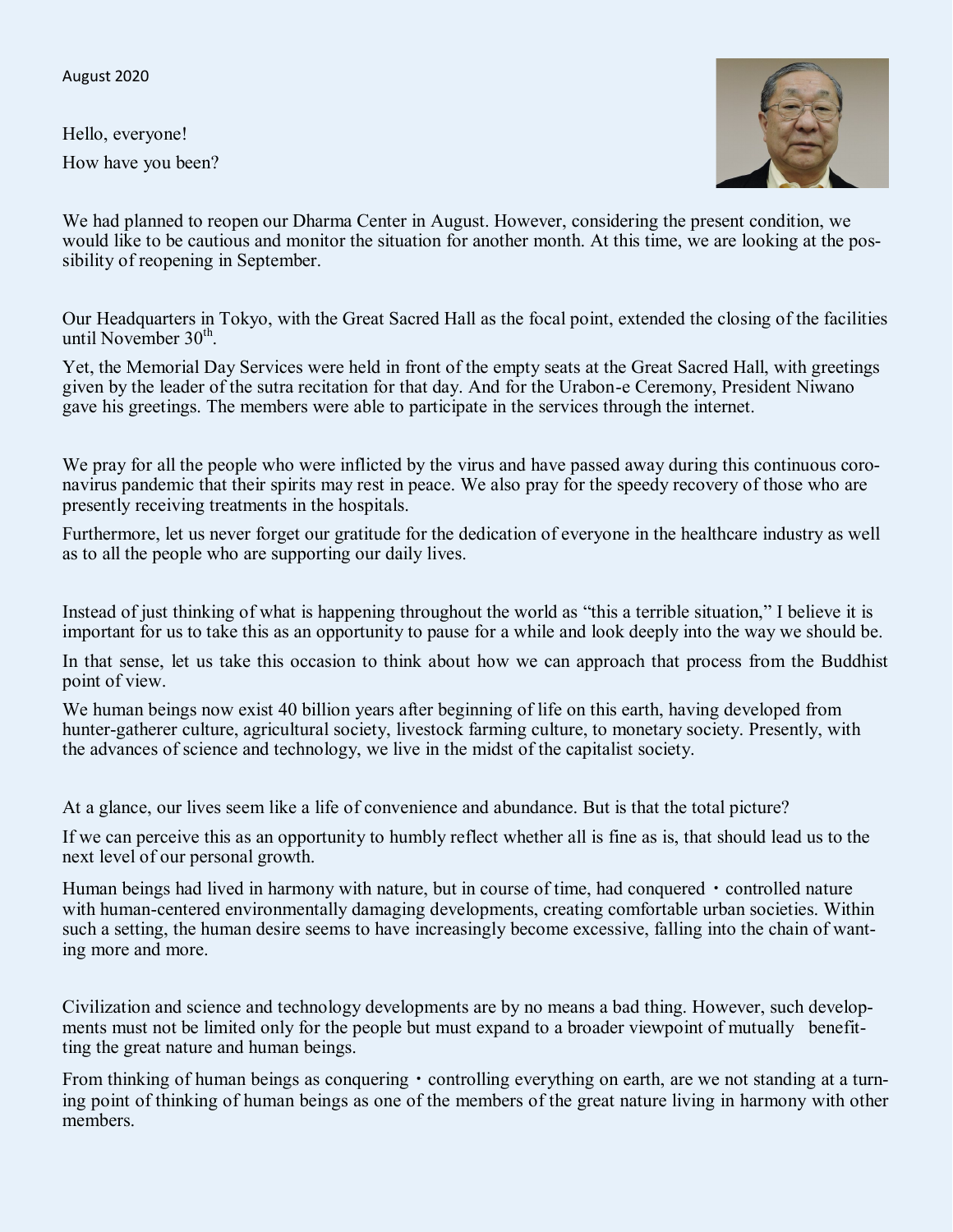August 2020

Hello, everyone!

How have you been?

We had planned to reopen our Dharma Center in August. However, considering the present condition, we would like to be cautious and monitor the situation for another month. At this time, we are looking at the possibility of reopening in September.

Our Headquarters in Tokyo, with the Great Sacred Hall as the focal point, extended the closing of the facilities until November 30th.

Yet, the Memorial Day Services were held in front of the empty seats at the Great Sacred Hall, with greetings given by the leader of the sutra recitation for that day. And for the Urabon-e Ceremony, President Niwano gave his greetings. The members were able to participate in the services through the internet.

We pray for all the people who were inflicted by the virus and have passed away during this continuous coronavirus pandemic that their spirits may rest in peace. We also pray for the speedy recovery of those who are presently receiving treatments in the hospitals.

Furthermore, let us never forget our gratitude for the dedication of everyone in the healthcare industry as well as to all the people who are supporting our daily lives.

Instead of just thinking of what is happening throughout the world as “this a terrible situation,” I believe it is important for us to take this as an opportunity to pause for a while and look deeply into the way we should be.

In that sense, let us take this occasion to think about how we can approach that process from the Buddhist point of view.

We human beings now exist 40 billion years after beginning of life on this earth, having developed from hunter-gatherer culture, agricultural society, livestock farming culture, to monetary society. Presently, with the advances of science and technology, we live in the midst of the capitalist society.

At a glance, our lives seem like a life of convenience and abundance. But is that the total picture?

If we can perceive this as an opportunity to humbly reflect whether all is fine as is, that should lead us to the next level of our personal growth.

Human beings had lived in harmony with nature, but in course of time, had conquered・controlled nature with human-centered environmentally damaging developments, creating comfortable urban societies. Within such a setting, the human desire seems to have increasingly become excessive, falling into the chain of wanting more and more.

Civilization and science and technology developments are by no means a bad thing. However, such developments must not be limited only for the people but must expand to a broader viewpoint of mutually benefitting the great nature and human beings.

From thinking of human beings as conquering・controlling everything on earth, are we not standing at a turning point of thinking of human beings as one of the members of the great nature living in harmony with other members.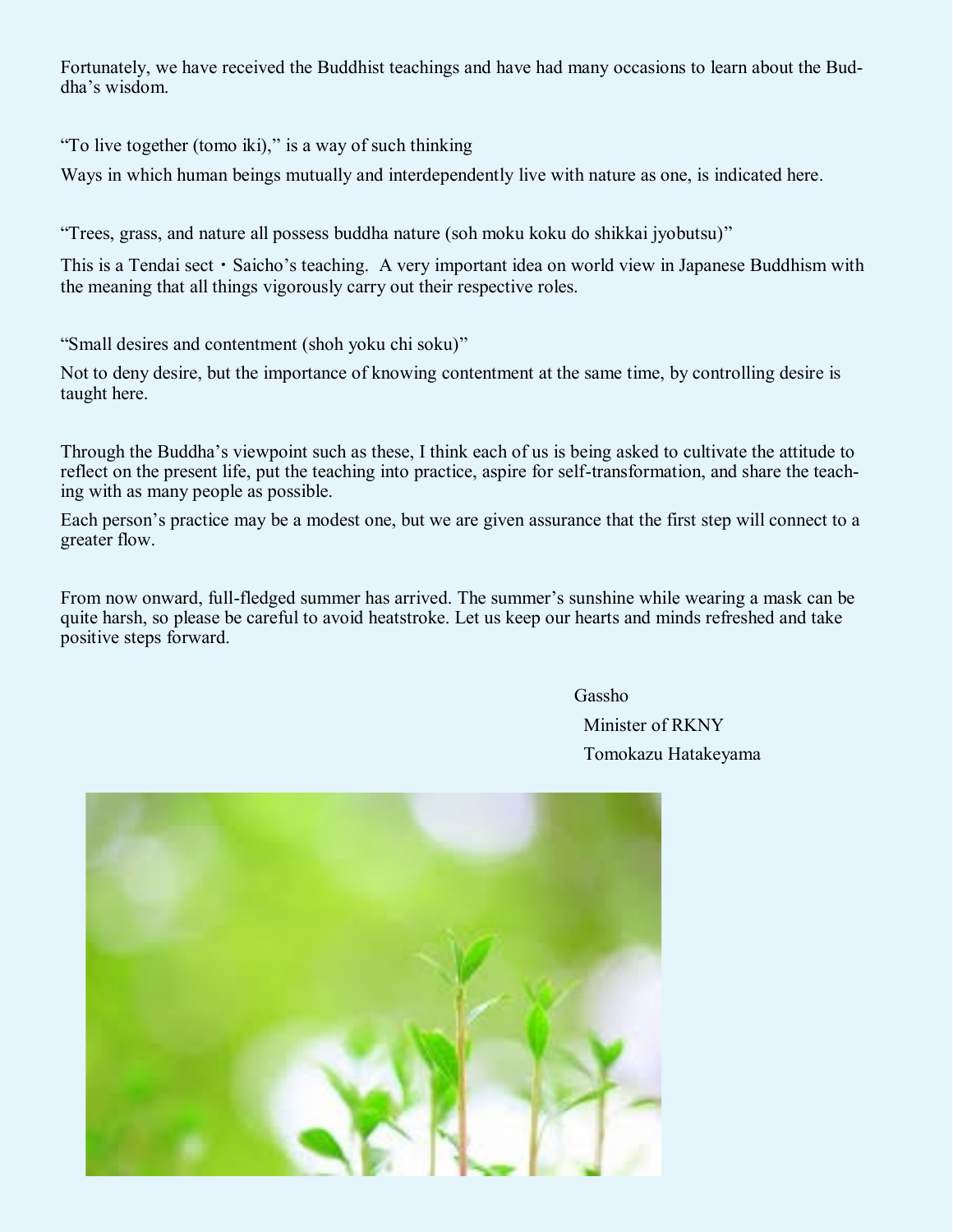Fortunately, we have received the Buddhist teachings and have had many occasions to learn about the Buddha's wisdom.

"To live together (tomo iki)," is a way of such thinking

Ways in which human beings mutually and interdependently live with nature as one, is indicated here.

"Trees, grass, and nature all possess buddha nature (soh moku koku do shikkai jyobutsu)"

This is a Tendai sect・Saicho's teaching. A very important idea on world view in Japanese Buddhism with the meaning that all things vigorously carry out their respective roles.

"Small desires and contentment (shoh yoku chi soku)"

Not to deny desire, but the importance of knowing contentment at the same time, by controlling desire is taught here.

Through the Buddha's viewpoint such as these, I think each of us is being asked to cultivate the attitude to reflect on the present life, put the teaching into practice, aspire for self-transformation, and share the teaching with as many people as possible.

Each person's practice may be a modest one, but we are given assurance that the first step will connect to a greater flow.

From now onward, full-fledged summer has arrived. The summer's sunshine while wearing a mask can be quite harsh, so please be careful to avoid heatstroke. Let us keep our hearts and minds refreshed and take positive steps forward.

Gassho

Minister of RKNY

Tomokazu Hatakeyama